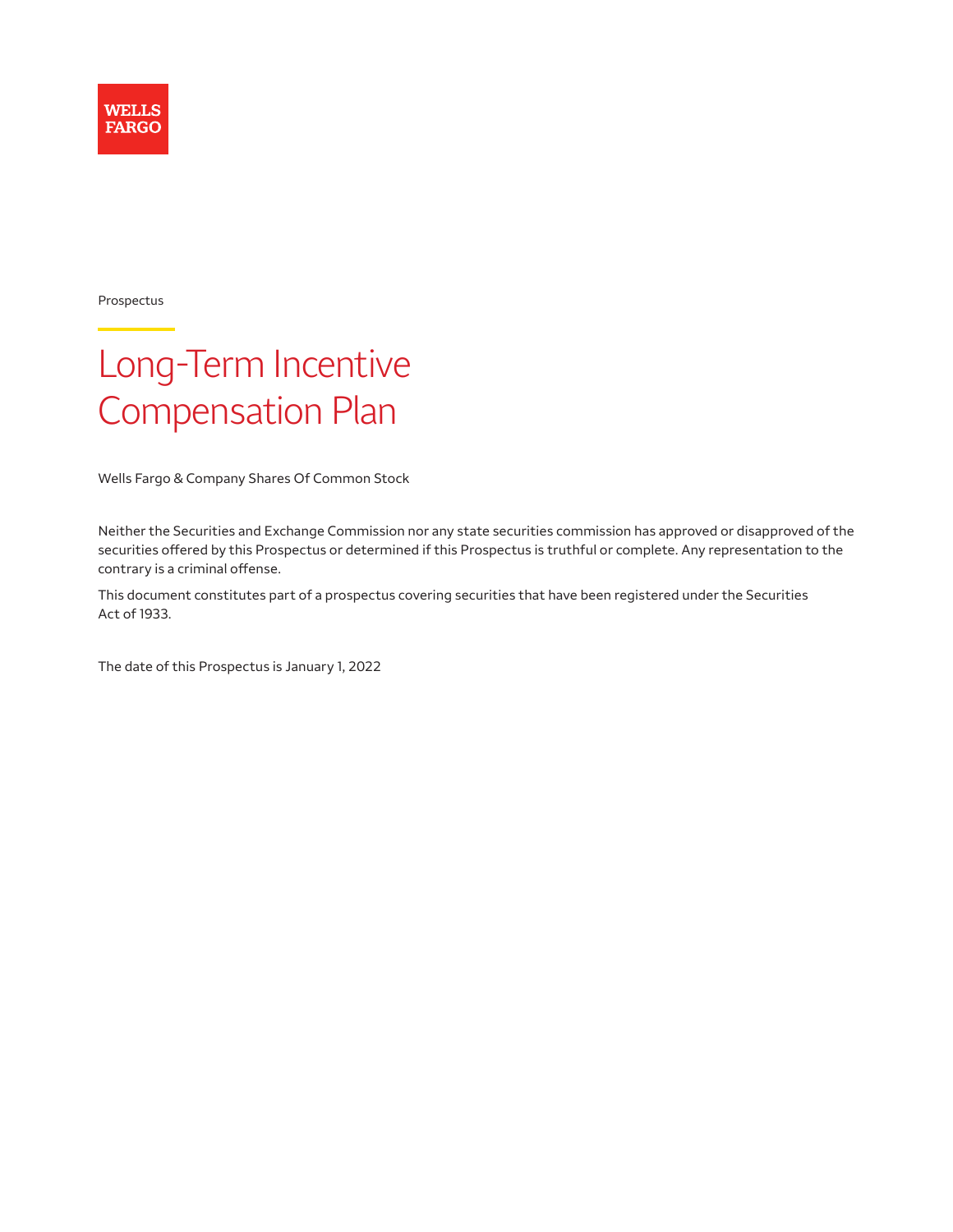WELLS FARGO

Prospectus

# Long-Term Incentive Compensation Plan

Wells Fargo & Company Shares Of Common Stock

Neither the Securities and Exchange Commission nor any state securities commission has approved or disapproved of the securities offered by this Prospectus or determined if this Prospectus is truthful or complete. Any representation to the contrary is a criminal offense.

This document constitutes part of a prospectus covering securities that have been registered under the Securities Act of 1933.

The date of this Prospectus is January 1, 2022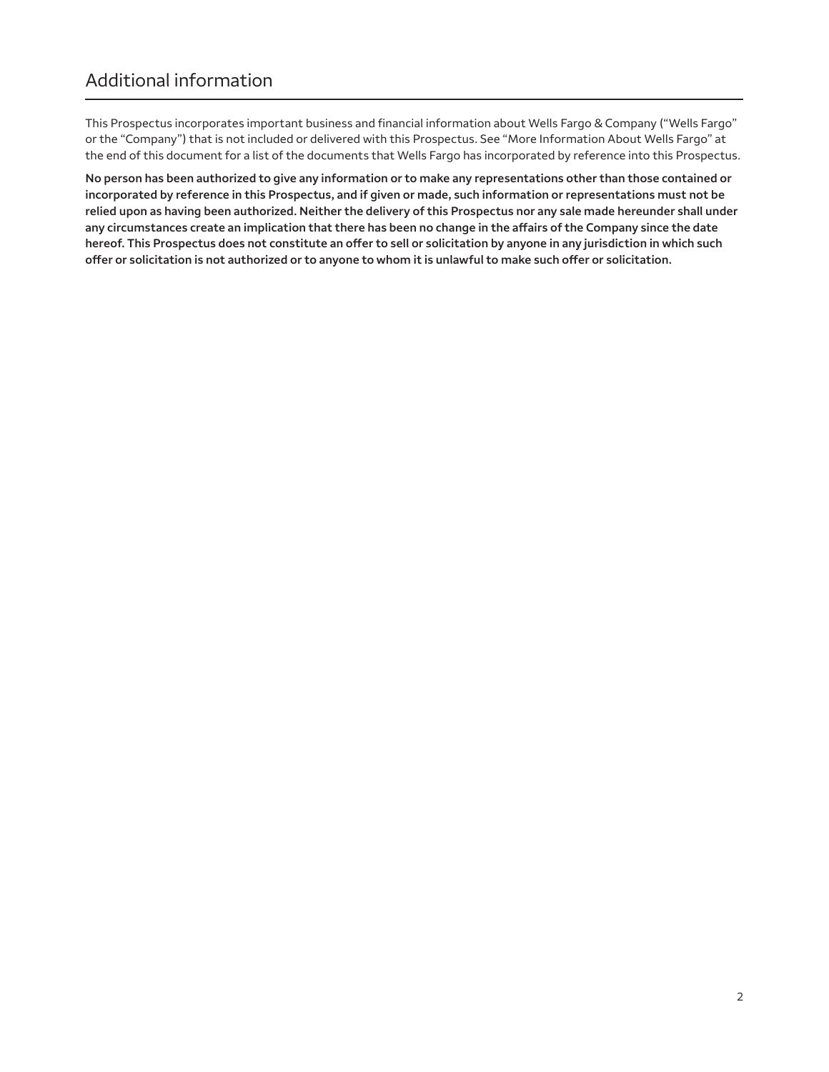# Additional information

This Prospectus incorporates important business and financial information about Wells Fargo & Company ("Wells Fargo" or the "Company") that is not included or delivered with this Prospectus. See "More Information About Wells Fargo" at the end of this document for a list of the documents that Wells Fargo has incorporated by reference into this Prospectus.

**No person has been authorized to give any information or to make any representations other than those contained or incorporated by reference in this Prospectus, and if given or made, such information or representations must not be relied upon as having been authorized. Neither the delivery of this Prospectus nor any sale made hereunder shall under any circumstances create an implication that there has been no change in the affairs of the Company since the date hereof. This Prospectus does not constitute an offer to sell or solicitation by anyone in any jurisdiction in which such offer or solicitation is not authorized or to anyone to whom it is unlawful to make such offer or solicitation.**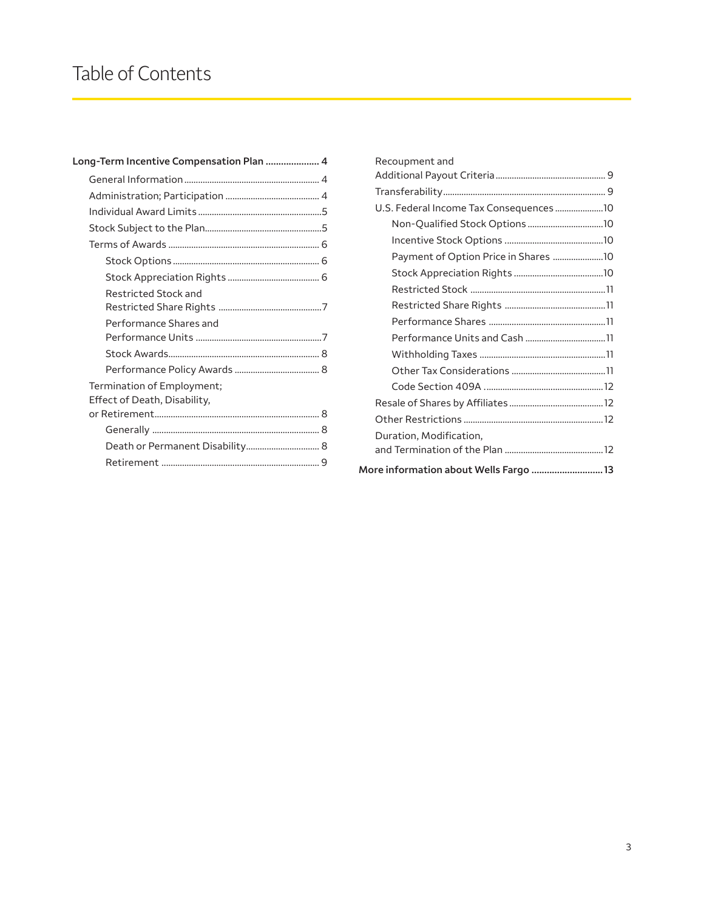# Table of Contents

- **Long-Term Incentive Compensation Plan .................... 4**
  - General Information .................... 4
  - Administration; Participation .................... 4
  - Individual Award Limits .................... 5
  - Stock Subject to the Plan .................... 5
  - Terms of Awards .................... 6
    - Stock Options .................... 6
    - Stock Appreciation Rights .................... 6
    - Restricted Stock and Restricted Share Rights .................... 7
    - Performance Shares and Performance Units .................... 7
    - Stock Awards .................... 8
    - Performance Policy Awards .................... 8
  - Termination of Employment; Effect of Death, Disability, or Retirement .................... 8
    - Generally .................... 8
    - Death or Permanent Disability .................... 8
    - Retirement .................... 9
  - Recoupment and Additional Payout Criteria .................... 9
  - Transferability .................... 9
  - U.S. Federal Income Tax Consequences .................... 10
    - Non-Qualified Stock Options .................... 10
    - Incentive Stock Options .................... 10
    - Payment of Option Price in Shares .................... 10
    - Stock Appreciation Rights .................... 10
    - Restricted Stock .................... 11
    - Restricted Share Rights .................... 11
    - Performance Shares .................... 11
    - Performance Units and Cash .................... 11
    - Withholding Taxes .................... 11
    - Other Tax Considerations .................... 11
    - Code Section 409A .................... 12
  - Resale of Shares by Affiliates .................... 12
  - Other Restrictions .................... 12
  - Duration, Modification, and Termination of the Plan .................... 12
- **More information about Wells Fargo .................... 13**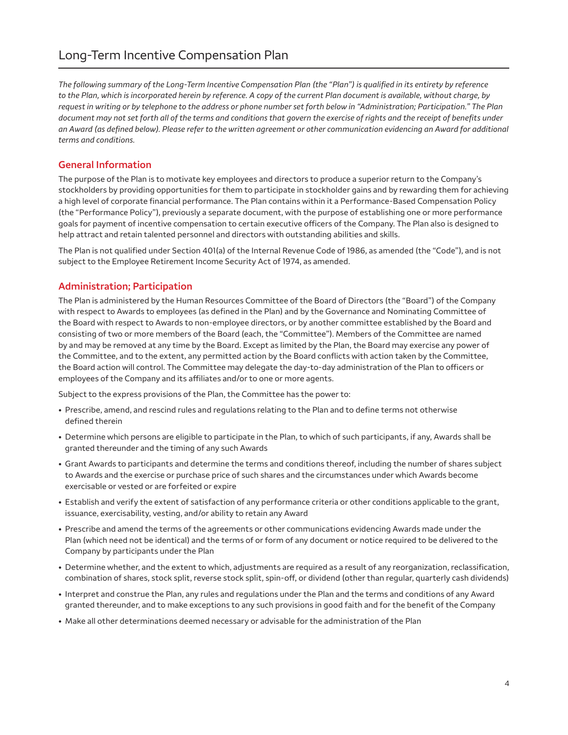# Long-Term Incentive Compensation Plan

*The following summary of the Long-Term Incentive Compensation Plan (the "Plan") is qualified in its entirety by reference to the Plan, which is incorporated herein by reference. A copy of the current Plan document is available, without charge, by request in writing or by telephone to the address or phone number set forth below in "Administration; Participation." The Plan document may not set forth all of the terms and conditions that govern the exercise of rights and the receipt of benefits under an Award (as defined below). Please refer to the written agreement or other communication evidencing an Award for additional terms and conditions.*

## General Information

The purpose of the Plan is to motivate key employees and directors to produce a superior return to the Company's stockholders by providing opportunities for them to participate in stockholder gains and by rewarding them for achieving a high level of corporate financial performance. The Plan contains within it a Performance-Based Compensation Policy (the "Performance Policy"), previously a separate document, with the purpose of establishing one or more performance goals for payment of incentive compensation to certain executive officers of the Company. The Plan also is designed to help attract and retain talented personnel and directors with outstanding abilities and skills.

The Plan is not qualified under Section 401(a) of the Internal Revenue Code of 1986, as amended (the "Code"), and is not subject to the Employee Retirement Income Security Act of 1974, as amended.

## Administration; Participation

The Plan is administered by the Human Resources Committee of the Board of Directors (the "Board") of the Company with respect to Awards to employees (as defined in the Plan) and by the Governance and Nominating Committee of the Board with respect to Awards to non-employee directors, or by another committee established by the Board and consisting of two or more members of the Board (each, the "Committee"). Members of the Committee are named by and may be removed at any time by the Board. Except as limited by the Plan, the Board may exercise any power of the Committee, and to the extent, any permitted action by the Board conflicts with action taken by the Committee, the Board action will control. The Committee may delegate the day-to-day administration of the Plan to officers or employees of the Company and its affiliates and/or to one or more agents.

Subject to the express provisions of the Plan, the Committee has the power to:

- Prescribe, amend, and rescind rules and regulations relating to the Plan and to define terms not otherwise defined therein
- Determine which persons are eligible to participate in the Plan, to which of such participants, if any, Awards shall be granted thereunder and the timing of any such Awards
- Grant Awards to participants and determine the terms and conditions thereof, including the number of shares subject to Awards and the exercise or purchase price of such shares and the circumstances under which Awards become exercisable or vested or are forfeited or expire
- Establish and verify the extent of satisfaction of any performance criteria or other conditions applicable to the grant, issuance, exercisability, vesting, and/or ability to retain any Award
- Prescribe and amend the terms of the agreements or other communications evidencing Awards made under the Plan (which need not be identical) and the terms of or form of any document or notice required to be delivered to the Company by participants under the Plan
- Determine whether, and the extent to which, adjustments are required as a result of any reorganization, reclassification, combination of shares, stock split, reverse stock split, spin-off, or dividend (other than regular, quarterly cash dividends)
- Interpret and construe the Plan, any rules and regulations under the Plan and the terms and conditions of any Award granted thereunder, and to make exceptions to any such provisions in good faith and for the benefit of the Company
- Make all other determinations deemed necessary or advisable for the administration of the Plan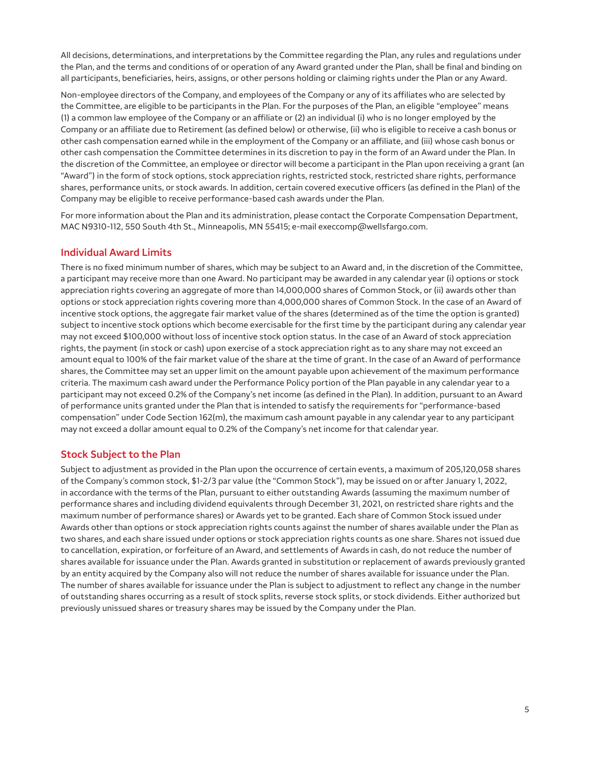All decisions, determinations, and interpretations by the Committee regarding the Plan, any rules and regulations under the Plan, and the terms and conditions of or operation of any Award granted under the Plan, shall be final and binding on all participants, beneficiaries, heirs, assigns, or other persons holding or claiming rights under the Plan or any Award.

Non-employee directors of the Company, and employees of the Company or any of its affiliates who are selected by the Committee, are eligible to be participants in the Plan. For the purposes of the Plan, an eligible "employee" means (1) a common law employee of the Company or an affiliate or (2) an individual (i) who is no longer employed by the Company or an affiliate due to Retirement (as defined below) or otherwise, (ii) who is eligible to receive a cash bonus or other cash compensation earned while in the employment of the Company or an affiliate, and (iii) whose cash bonus or other cash compensation the Committee determines in its discretion to pay in the form of an Award under the Plan. In the discretion of the Committee, an employee or director will become a participant in the Plan upon receiving a grant (an "Award") in the form of stock options, stock appreciation rights, restricted stock, restricted share rights, performance shares, performance units, or stock awards. In addition, certain covered executive officers (as defined in the Plan) of the Company may be eligible to receive performance-based cash awards under the Plan.

For more information about the Plan and its administration, please contact the Corporate Compensation Department, MAC N9310-112, 550 South 4th St., Minneapolis, MN 55415; e-mail execcomp@wellsfargo.com.

## Individual Award Limits

There is no fixed minimum number of shares, which may be subject to an Award and, in the discretion of the Committee, a participant may receive more than one Award. No participant may be awarded in any calendar year (i) options or stock appreciation rights covering an aggregate of more than 14,000,000 shares of Common Stock, or (ii) awards other than options or stock appreciation rights covering more than 4,000,000 shares of Common Stock. In the case of an Award of incentive stock options, the aggregate fair market value of the shares (determined as of the time the option is granted) subject to incentive stock options which become exercisable for the first time by the participant during any calendar year may not exceed $100,000 without loss of incentive stock option status. In the case of an Award of stock appreciation rights, the payment (in stock or cash) upon exercise of a stock appreciation right as to any share may not exceed an amount equal to 100% of the fair market value of the share at the time of grant. In the case of an Award of performance shares, the Committee may set an upper limit on the amount payable upon achievement of the maximum performance criteria. The maximum cash award under the Performance Policy portion of the Plan payable in any calendar year to a participant may not exceed 0.2% of the Company's net income (as defined in the Plan). In addition, pursuant to an Award of performance units granted under the Plan that is intended to satisfy the requirements for "performance-based compensation" under Code Section 162(m), the maximum cash amount payable in any calendar year to any participant may not exceed a dollar amount equal to 0.2% of the Company's net income for that calendar year.

## Stock Subject to the Plan

Subject to adjustment as provided in the Plan upon the occurrence of certain events, a maximum of 205,120,058 shares of the Company's common stock, $1-2/3 par value (the "Common Stock"), may be issued on or after January 1, 2022, in accordance with the terms of the Plan, pursuant to either outstanding Awards (assuming the maximum number of performance shares and including dividend equivalents through December 31, 2021, on restricted share rights and the maximum number of performance shares) or Awards yet to be granted. Each share of Common Stock issued under Awards other than options or stock appreciation rights counts against the number of shares available under the Plan as two shares, and each share issued under options or stock appreciation rights counts as one share. Shares not issued due to cancellation, expiration, or forfeiture of an Award, and settlements of Awards in cash, do not reduce the number of shares available for issuance under the Plan. Awards granted in substitution or replacement of awards previously granted by an entity acquired by the Company also will not reduce the number of shares available for issuance under the Plan. The number of shares available for issuance under the Plan is subject to adjustment to reflect any change in the number of outstanding shares occurring as a result of stock splits, reverse stock splits, or stock dividends. Either authorized but previously unissued shares or treasury shares may be issued by the Company under the Plan.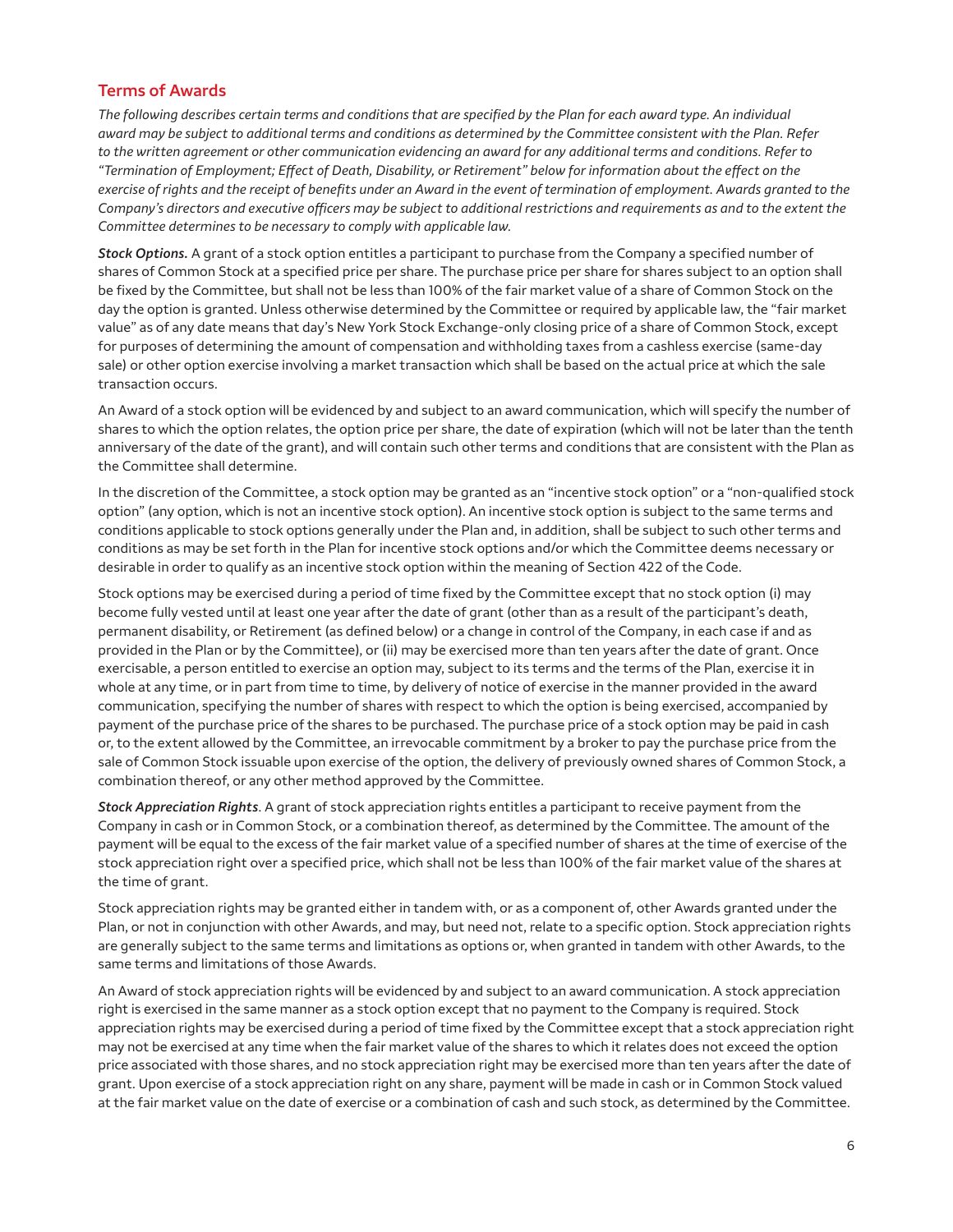## Terms of Awards

*The following describes certain terms and conditions that are specified by the Plan for each award type. An individual award may be subject to additional terms and conditions as determined by the Committee consistent with the Plan. Refer to the written agreement or other communication evidencing an award for any additional terms and conditions. Refer to "Termination of Employment; Effect of Death, Disability, or Retirement" below for information about the effect on the exercise of rights and the receipt of benefits under an Award in the event of termination of employment. Awards granted to the Company's directors and executive officers may be subject to additional restrictions and requirements as and to the extent the Committee determines to be necessary to comply with applicable law.*

***Stock Options.*** A grant of a stock option entitles a participant to purchase from the Company a specified number of shares of Common Stock at a specified price per share. The purchase price per share for shares subject to an option shall be fixed by the Committee, but shall not be less than 100% of the fair market value of a share of Common Stock on the day the option is granted. Unless otherwise determined by the Committee or required by applicable law, the "fair market value" as of any date means that day's New York Stock Exchange-only closing price of a share of Common Stock, except for purposes of determining the amount of compensation and withholding taxes from a cashless exercise (same-day sale) or other option exercise involving a market transaction which shall be based on the actual price at which the sale transaction occurs.

An Award of a stock option will be evidenced by and subject to an award communication, which will specify the number of shares to which the option relates, the option price per share, the date of expiration (which will not be later than the tenth anniversary of the date of the grant), and will contain such other terms and conditions that are consistent with the Plan as the Committee shall determine.

In the discretion of the Committee, a stock option may be granted as an "incentive stock option" or a "non-qualified stock option" (any option, which is not an incentive stock option). An incentive stock option is subject to the same terms and conditions applicable to stock options generally under the Plan and, in addition, shall be subject to such other terms and conditions as may be set forth in the Plan for incentive stock options and/or which the Committee deems necessary or desirable in order to qualify as an incentive stock option within the meaning of Section 422 of the Code.

Stock options may be exercised during a period of time fixed by the Committee except that no stock option (i) may become fully vested until at least one year after the date of grant (other than as a result of the participant's death, permanent disability, or Retirement (as defined below) or a change in control of the Company, in each case if and as provided in the Plan or by the Committee), or (ii) may be exercised more than ten years after the date of grant. Once exercisable, a person entitled to exercise an option may, subject to its terms and the terms of the Plan, exercise it in whole at any time, or in part from time to time, by delivery of notice of exercise in the manner provided in the award communication, specifying the number of shares with respect to which the option is being exercised, accompanied by payment of the purchase price of the shares to be purchased. The purchase price of a stock option may be paid in cash or, to the extent allowed by the Committee, an irrevocable commitment by a broker to pay the purchase price from the sale of Common Stock issuable upon exercise of the option, the delivery of previously owned shares of Common Stock, a combination thereof, or any other method approved by the Committee.

***Stock Appreciation Rights***. A grant of stock appreciation rights entitles a participant to receive payment from the Company in cash or in Common Stock, or a combination thereof, as determined by the Committee. The amount of the payment will be equal to the excess of the fair market value of a specified number of shares at the time of exercise of the stock appreciation right over a specified price, which shall not be less than 100% of the fair market value of the shares at the time of grant.

Stock appreciation rights may be granted either in tandem with, or as a component of, other Awards granted under the Plan, or not in conjunction with other Awards, and may, but need not, relate to a specific option. Stock appreciation rights are generally subject to the same terms and limitations as options or, when granted in tandem with other Awards, to the same terms and limitations of those Awards.

An Award of stock appreciation rights will be evidenced by and subject to an award communication. A stock appreciation right is exercised in the same manner as a stock option except that no payment to the Company is required. Stock appreciation rights may be exercised during a period of time fixed by the Committee except that a stock appreciation right may not be exercised at any time when the fair market value of the shares to which it relates does not exceed the option price associated with those shares, and no stock appreciation right may be exercised more than ten years after the date of grant. Upon exercise of a stock appreciation right on any share, payment will be made in cash or in Common Stock valued at the fair market value on the date of exercise or a combination of cash and such stock, as determined by the Committee.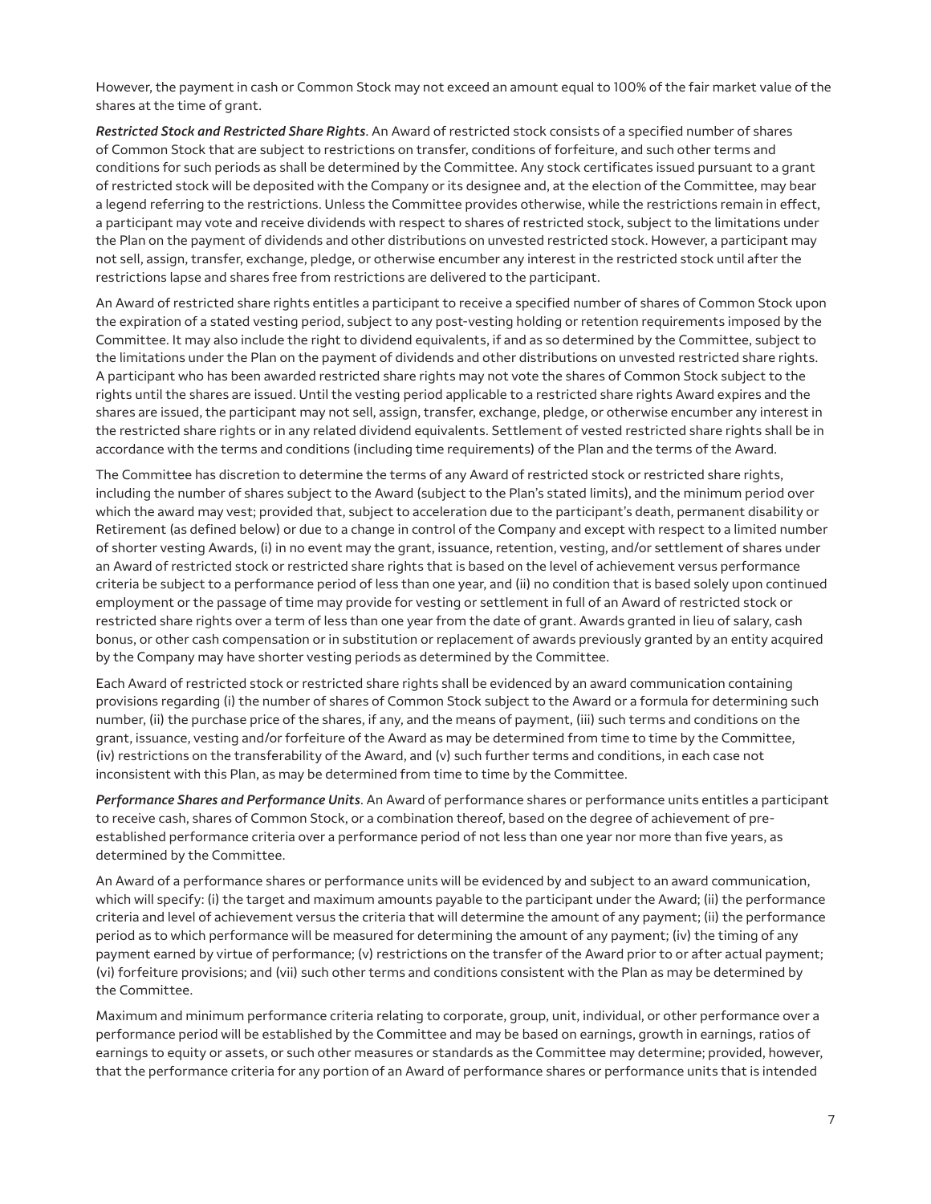However, the payment in cash or Common Stock may not exceed an amount equal to 100% of the fair market value of the shares at the time of grant.

***Restricted Stock and Restricted Share Rights***. An Award of restricted stock consists of a specified number of shares of Common Stock that are subject to restrictions on transfer, conditions of forfeiture, and such other terms and conditions for such periods as shall be determined by the Committee. Any stock certificates issued pursuant to a grant of restricted stock will be deposited with the Company or its designee and, at the election of the Committee, may bear a legend referring to the restrictions. Unless the Committee provides otherwise, while the restrictions remain in effect, a participant may vote and receive dividends with respect to shares of restricted stock, subject to the limitations under the Plan on the payment of dividends and other distributions on unvested restricted stock. However, a participant may not sell, assign, transfer, exchange, pledge, or otherwise encumber any interest in the restricted stock until after the restrictions lapse and shares free from restrictions are delivered to the participant.

An Award of restricted share rights entitles a participant to receive a specified number of shares of Common Stock upon the expiration of a stated vesting period, subject to any post-vesting holding or retention requirements imposed by the Committee. It may also include the right to dividend equivalents, if and as so determined by the Committee, subject to the limitations under the Plan on the payment of dividends and other distributions on unvested restricted share rights. A participant who has been awarded restricted share rights may not vote the shares of Common Stock subject to the rights until the shares are issued. Until the vesting period applicable to a restricted share rights Award expires and the shares are issued, the participant may not sell, assign, transfer, exchange, pledge, or otherwise encumber any interest in the restricted share rights or in any related dividend equivalents. Settlement of vested restricted share rights shall be in accordance with the terms and conditions (including time requirements) of the Plan and the terms of the Award.

The Committee has discretion to determine the terms of any Award of restricted stock or restricted share rights, including the number of shares subject to the Award (subject to the Plan's stated limits), and the minimum period over which the award may vest; provided that, subject to acceleration due to the participant's death, permanent disability or Retirement (as defined below) or due to a change in control of the Company and except with respect to a limited number of shorter vesting Awards, (i) in no event may the grant, issuance, retention, vesting, and/or settlement of shares under an Award of restricted stock or restricted share rights that is based on the level of achievement versus performance criteria be subject to a performance period of less than one year, and (ii) no condition that is based solely upon continued employment or the passage of time may provide for vesting or settlement in full of an Award of restricted stock or restricted share rights over a term of less than one year from the date of grant. Awards granted in lieu of salary, cash bonus, or other cash compensation or in substitution or replacement of awards previously granted by an entity acquired by the Company may have shorter vesting periods as determined by the Committee.

Each Award of restricted stock or restricted share rights shall be evidenced by an award communication containing provisions regarding (i) the number of shares of Common Stock subject to the Award or a formula for determining such number, (ii) the purchase price of the shares, if any, and the means of payment, (iii) such terms and conditions on the grant, issuance, vesting and/or forfeiture of the Award as may be determined from time to time by the Committee, (iv) restrictions on the transferability of the Award, and (v) such further terms and conditions, in each case not inconsistent with this Plan, as may be determined from time to time by the Committee.

***Performance Shares and Performance Units***. An Award of performance shares or performance units entitles a participant to receive cash, shares of Common Stock, or a combination thereof, based on the degree of achievement of pre-established performance criteria over a performance period of not less than one year nor more than five years, as determined by the Committee.

An Award of a performance shares or performance units will be evidenced by and subject to an award communication, which will specify: (i) the target and maximum amounts payable to the participant under the Award; (ii) the performance criteria and level of achievement versus the criteria that will determine the amount of any payment; (ii) the performance period as to which performance will be measured for determining the amount of any payment; (iv) the timing of any payment earned by virtue of performance; (v) restrictions on the transfer of the Award prior to or after actual payment; (vi) forfeiture provisions; and (vii) such other terms and conditions consistent with the Plan as may be determined by the Committee.

Maximum and minimum performance criteria relating to corporate, group, unit, individual, or other performance over a performance period will be established by the Committee and may be based on earnings, growth in earnings, ratios of earnings to equity or assets, or such other measures or standards as the Committee may determine; provided, however, that the performance criteria for any portion of an Award of performance shares or performance units that is intended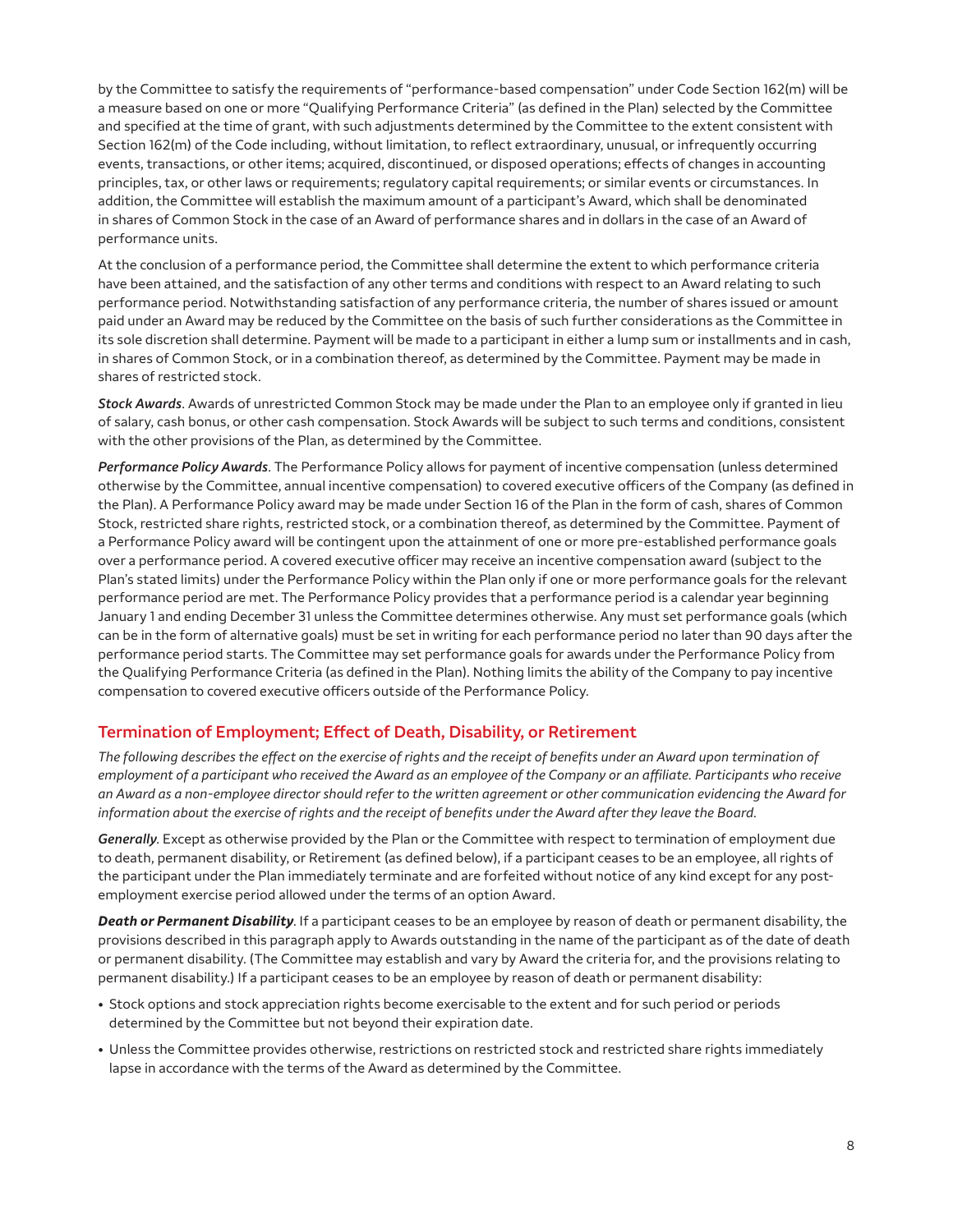by the Committee to satisfy the requirements of "performance-based compensation" under Code Section 162(m) will be a measure based on one or more "Qualifying Performance Criteria" (as defined in the Plan) selected by the Committee and specified at the time of grant, with such adjustments determined by the Committee to the extent consistent with Section 162(m) of the Code including, without limitation, to reflect extraordinary, unusual, or infrequently occurring events, transactions, or other items; acquired, discontinued, or disposed operations; effects of changes in accounting principles, tax, or other laws or requirements; regulatory capital requirements; or similar events or circumstances. In addition, the Committee will establish the maximum amount of a participant's Award, which shall be denominated in shares of Common Stock in the case of an Award of performance shares and in dollars in the case of an Award of performance units.

At the conclusion of a performance period, the Committee shall determine the extent to which performance criteria have been attained, and the satisfaction of any other terms and conditions with respect to an Award relating to such performance period. Notwithstanding satisfaction of any performance criteria, the number of shares issued or amount paid under an Award may be reduced by the Committee on the basis of such further considerations as the Committee in its sole discretion shall determine. Payment will be made to a participant in either a lump sum or installments and in cash, in shares of Common Stock, or in a combination thereof, as determined by the Committee. Payment may be made in shares of restricted stock.

***Stock Awards***. Awards of unrestricted Common Stock may be made under the Plan to an employee only if granted in lieu of salary, cash bonus, or other cash compensation. Stock Awards will be subject to such terms and conditions, consistent with the other provisions of the Plan, as determined by the Committee.

***Performance Policy Awards***. The Performance Policy allows for payment of incentive compensation (unless determined otherwise by the Committee, annual incentive compensation) to covered executive officers of the Company (as defined in the Plan). A Performance Policy award may be made under Section 16 of the Plan in the form of cash, shares of Common Stock, restricted share rights, restricted stock, or a combination thereof, as determined by the Committee. Payment of a Performance Policy award will be contingent upon the attainment of one or more pre-established performance goals over a performance period. A covered executive officer may receive an incentive compensation award (subject to the Plan's stated limits) under the Performance Policy within the Plan only if one or more performance goals for the relevant performance period are met. The Performance Policy provides that a performance period is a calendar year beginning January 1 and ending December 31 unless the Committee determines otherwise. Any must set performance goals (which can be in the form of alternative goals) must be set in writing for each performance period no later than 90 days after the performance period starts. The Committee may set performance goals for awards under the Performance Policy from the Qualifying Performance Criteria (as defined in the Plan). Nothing limits the ability of the Company to pay incentive compensation to covered executive officers outside of the Performance Policy.

## Termination of Employment; Effect of Death, Disability, or Retirement

*The following describes the effect on the exercise of rights and the receipt of benefits under an Award upon termination of employment of a participant who received the Award as an employee of the Company or an affiliate. Participants who receive an Award as a non-employee director should refer to the written agreement or other communication evidencing the Award for information about the exercise of rights and the receipt of benefits under the Award after they leave the Board.*

***Generally***. Except as otherwise provided by the Plan or the Committee with respect to termination of employment due to death, permanent disability, or Retirement (as defined below), if a participant ceases to be an employee, all rights of the participant under the Plan immediately terminate and are forfeited without notice of any kind except for any post-employment exercise period allowed under the terms of an option Award.

***Death or Permanent Disability***. If a participant ceases to be an employee by reason of death or permanent disability, the provisions described in this paragraph apply to Awards outstanding in the name of the participant as of the date of death or permanent disability. (The Committee may establish and vary by Award the criteria for, and the provisions relating to permanent disability.) If a participant ceases to be an employee by reason of death or permanent disability:

- Stock options and stock appreciation rights become exercisable to the extent and for such period or periods determined by the Committee but not beyond their expiration date.
- Unless the Committee provides otherwise, restrictions on restricted stock and restricted share rights immediately lapse in accordance with the terms of the Award as determined by the Committee.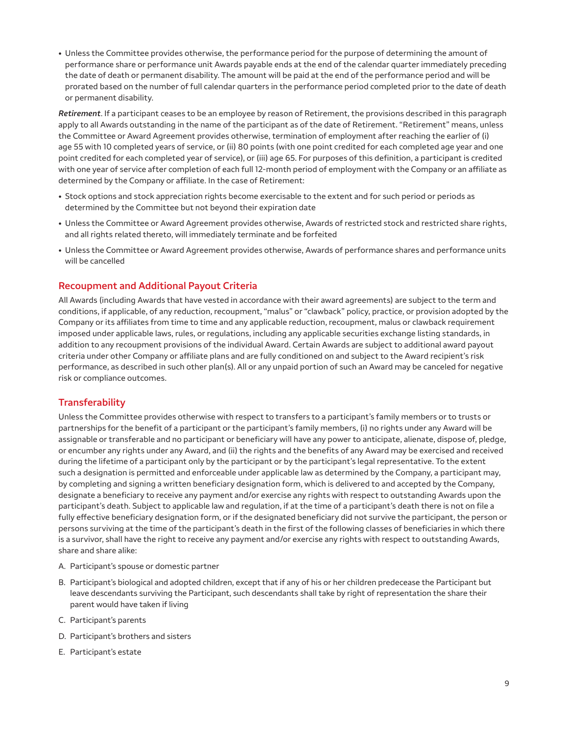- Unless the Committee provides otherwise, the performance period for the purpose of determining the amount of performance share or performance unit Awards payable ends at the end of the calendar quarter immediately preceding the date of death or permanent disability. The amount will be paid at the end of the performance period and will be prorated based on the number of full calendar quarters in the performance period completed prior to the date of death or permanent disability.

***Retirement***. If a participant ceases to be an employee by reason of Retirement, the provisions described in this paragraph apply to all Awards outstanding in the name of the participant as of the date of Retirement. "Retirement" means, unless the Committee or Award Agreement provides otherwise, termination of employment after reaching the earlier of (i) age 55 with 10 completed years of service, or (ii) 80 points (with one point credited for each completed age year and one point credited for each completed year of service), or (iii) age 65. For purposes of this definition, a participant is credited with one year of service after completion of each full 12-month period of employment with the Company or an affiliate as determined by the Company or affiliate. In the case of Retirement:

- Stock options and stock appreciation rights become exercisable to the extent and for such period or periods as determined by the Committee but not beyond their expiration date
- Unless the Committee or Award Agreement provides otherwise, Awards of restricted stock and restricted share rights, and all rights related thereto, will immediately terminate and be forfeited
- Unless the Committee or Award Agreement provides otherwise, Awards of performance shares and performance units will be cancelled

## Recoupment and Additional Payout Criteria

All Awards (including Awards that have vested in accordance with their award agreements) are subject to the term and conditions, if applicable, of any reduction, recoupment, "malus" or "clawback" policy, practice, or provision adopted by the Company or its affiliates from time to time and any applicable reduction, recoupment, malus or clawback requirement imposed under applicable laws, rules, or regulations, including any applicable securities exchange listing standards, in addition to any recoupment provisions of the individual Award. Certain Awards are subject to additional award payout criteria under other Company or affiliate plans and are fully conditioned on and subject to the Award recipient's risk performance, as described in such other plan(s). All or any unpaid portion of such an Award may be canceled for negative risk or compliance outcomes.

## Transferability

Unless the Committee provides otherwise with respect to transfers to a participant's family members or to trusts or partnerships for the benefit of a participant or the participant's family members, (i) no rights under any Award will be assignable or transferable and no participant or beneficiary will have any power to anticipate, alienate, dispose of, pledge, or encumber any rights under any Award, and (ii) the rights and the benefits of any Award may be exercised and received during the lifetime of a participant only by the participant or by the participant's legal representative. To the extent such a designation is permitted and enforceable under applicable law as determined by the Company, a participant may, by completing and signing a written beneficiary designation form, which is delivered to and accepted by the Company, designate a beneficiary to receive any payment and/or exercise any rights with respect to outstanding Awards upon the participant's death. Subject to applicable law and regulation, if at the time of a participant's death there is not on file a fully effective beneficiary designation form, or if the designated beneficiary did not survive the participant, the person or persons surviving at the time of the participant's death in the first of the following classes of beneficiaries in which there is a survivor, shall have the right to receive any payment and/or exercise any rights with respect to outstanding Awards, share and share alike:

A. Participant's spouse or domestic partner

B. Participant's biological and adopted children, except that if any of his or her children predecease the Participant but leave descendants surviving the Participant, such descendants shall take by right of representation the share their parent would have taken if living

C. Participant's parents

D. Participant's brothers and sisters

E. Participant's estate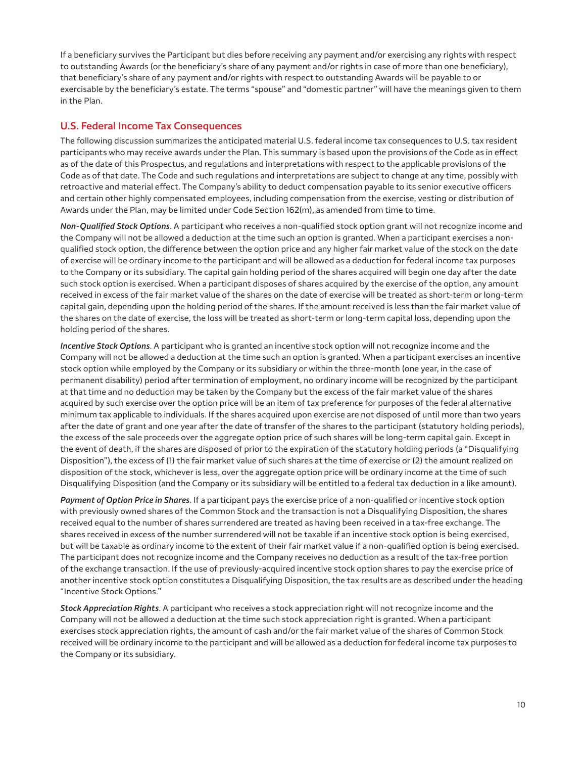If a beneficiary survives the Participant but dies before receiving any payment and/or exercising any rights with respect to outstanding Awards (or the beneficiary's share of any payment and/or rights in case of more than one beneficiary), that beneficiary's share of any payment and/or rights with respect to outstanding Awards will be payable to or exercisable by the beneficiary's estate. The terms "spouse" and "domestic partner" will have the meanings given to them in the Plan.

## U.S. Federal Income Tax Consequences

The following discussion summarizes the anticipated material U.S. federal income tax consequences to U.S. tax resident participants who may receive awards under the Plan. This summary is based upon the provisions of the Code as in effect as of the date of this Prospectus, and regulations and interpretations with respect to the applicable provisions of the Code as of that date. The Code and such regulations and interpretations are subject to change at any time, possibly with retroactive and material effect. The Company's ability to deduct compensation payable to its senior executive officers and certain other highly compensated employees, including compensation from the exercise, vesting or distribution of Awards under the Plan, may be limited under Code Section 162(m), as amended from time to time.

***Non-Qualified Stock Options***. A participant who receives a non-qualified stock option grant will not recognize income and the Company will not be allowed a deduction at the time such an option is granted. When a participant exercises a non-qualified stock option, the difference between the option price and any higher fair market value of the stock on the date of exercise will be ordinary income to the participant and will be allowed as a deduction for federal income tax purposes to the Company or its subsidiary. The capital gain holding period of the shares acquired will begin one day after the date such stock option is exercised. When a participant disposes of shares acquired by the exercise of the option, any amount received in excess of the fair market value of the shares on the date of exercise will be treated as short-term or long-term capital gain, depending upon the holding period of the shares. If the amount received is less than the fair market value of the shares on the date of exercise, the loss will be treated as short-term or long-term capital loss, depending upon the holding period of the shares.

***Incentive Stock Options***. A participant who is granted an incentive stock option will not recognize income and the Company will not be allowed a deduction at the time such an option is granted. When a participant exercises an incentive stock option while employed by the Company or its subsidiary or within the three-month (one year, in the case of permanent disability) period after termination of employment, no ordinary income will be recognized by the participant at that time and no deduction may be taken by the Company but the excess of the fair market value of the shares acquired by such exercise over the option price will be an item of tax preference for purposes of the federal alternative minimum tax applicable to individuals. If the shares acquired upon exercise are not disposed of until more than two years after the date of grant and one year after the date of transfer of the shares to the participant (statutory holding periods), the excess of the sale proceeds over the aggregate option price of such shares will be long-term capital gain. Except in the event of death, if the shares are disposed of prior to the expiration of the statutory holding periods (a "Disqualifying Disposition"), the excess of (1) the fair market value of such shares at the time of exercise or (2) the amount realized on disposition of the stock, whichever is less, over the aggregate option price will be ordinary income at the time of such Disqualifying Disposition (and the Company or its subsidiary will be entitled to a federal tax deduction in a like amount).

***Payment of Option Price in Shares***. If a participant pays the exercise price of a non-qualified or incentive stock option with previously owned shares of the Common Stock and the transaction is not a Disqualifying Disposition, the shares received equal to the number of shares surrendered are treated as having been received in a tax-free exchange. The shares received in excess of the number surrendered will not be taxable if an incentive stock option is being exercised, but will be taxable as ordinary income to the extent of their fair market value if a non-qualified option is being exercised. The participant does not recognize income and the Company receives no deduction as a result of the tax-free portion of the exchange transaction. If the use of previously-acquired incentive stock option shares to pay the exercise price of another incentive stock option constitutes a Disqualifying Disposition, the tax results are as described under the heading "Incentive Stock Options."

***Stock Appreciation Rights***. A participant who receives a stock appreciation right will not recognize income and the Company will not be allowed a deduction at the time such stock appreciation right is granted. When a participant exercises stock appreciation rights, the amount of cash and/or the fair market value of the shares of Common Stock received will be ordinary income to the participant and will be allowed as a deduction for federal income tax purposes to the Company or its subsidiary.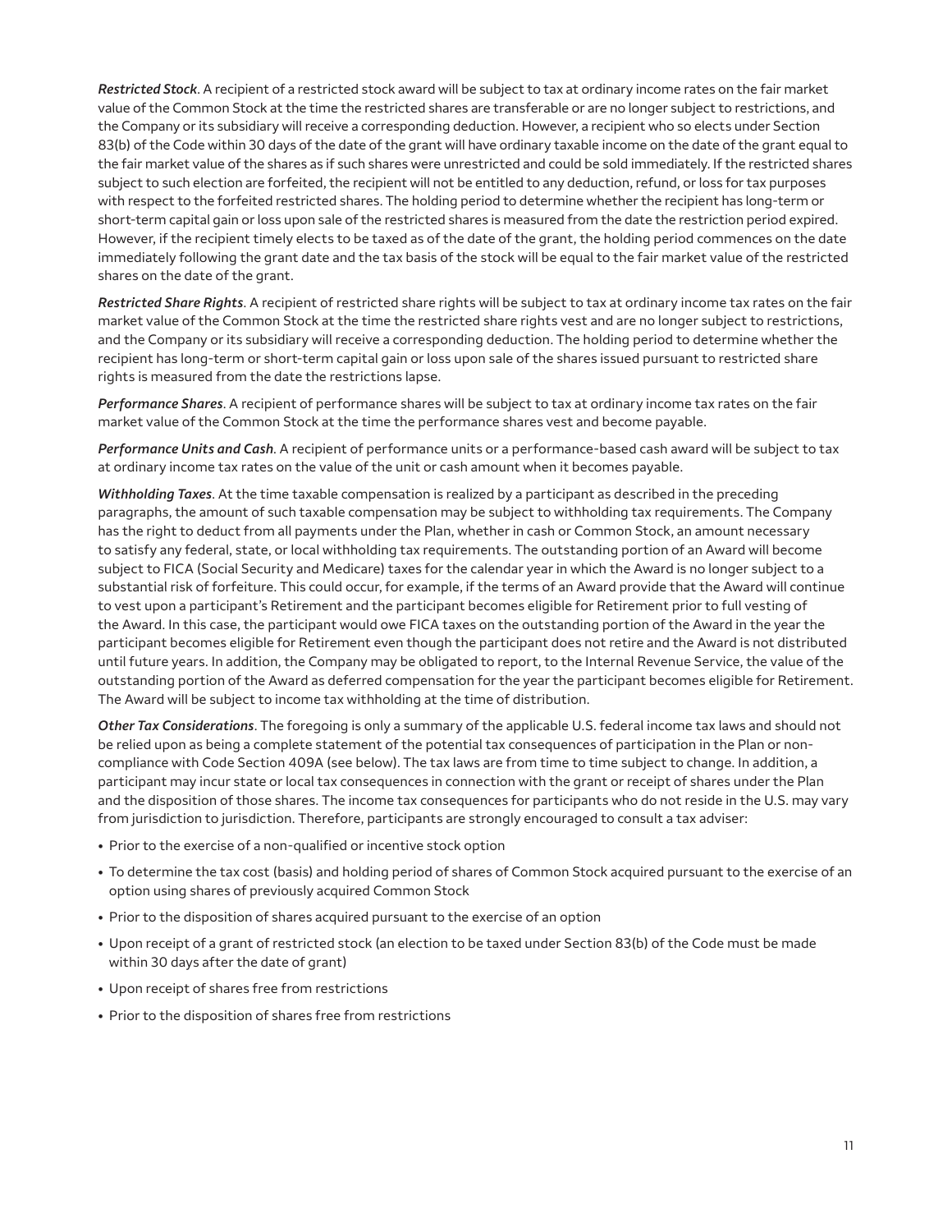***Restricted Stock***. A recipient of a restricted stock award will be subject to tax at ordinary income rates on the fair market value of the Common Stock at the time the restricted shares are transferable or are no longer subject to restrictions, and the Company or its subsidiary will receive a corresponding deduction. However, a recipient who so elects under Section 83(b) of the Code within 30 days of the date of the grant will have ordinary taxable income on the date of the grant equal to the fair market value of the shares as if such shares were unrestricted and could be sold immediately. If the restricted shares subject to such election are forfeited, the recipient will not be entitled to any deduction, refund, or loss for tax purposes with respect to the forfeited restricted shares. The holding period to determine whether the recipient has long-term or short-term capital gain or loss upon sale of the restricted shares is measured from the date the restriction period expired. However, if the recipient timely elects to be taxed as of the date of the grant, the holding period commences on the date immediately following the grant date and the tax basis of the stock will be equal to the fair market value of the restricted shares on the date of the grant.

***Restricted Share Rights***. A recipient of restricted share rights will be subject to tax at ordinary income tax rates on the fair market value of the Common Stock at the time the restricted share rights vest and are no longer subject to restrictions, and the Company or its subsidiary will receive a corresponding deduction. The holding period to determine whether the recipient has long-term or short-term capital gain or loss upon sale of the shares issued pursuant to restricted share rights is measured from the date the restrictions lapse.

***Performance Shares***. A recipient of performance shares will be subject to tax at ordinary income tax rates on the fair market value of the Common Stock at the time the performance shares vest and become payable.

***Performance Units and Cash***. A recipient of performance units or a performance-based cash award will be subject to tax at ordinary income tax rates on the value of the unit or cash amount when it becomes payable.

***Withholding Taxes***. At the time taxable compensation is realized by a participant as described in the preceding paragraphs, the amount of such taxable compensation may be subject to withholding tax requirements. The Company has the right to deduct from all payments under the Plan, whether in cash or Common Stock, an amount necessary to satisfy any federal, state, or local withholding tax requirements. The outstanding portion of an Award will become subject to FICA (Social Security and Medicare) taxes for the calendar year in which the Award is no longer subject to a substantial risk of forfeiture. This could occur, for example, if the terms of an Award provide that the Award will continue to vest upon a participant's Retirement and the participant becomes eligible for Retirement prior to full vesting of the Award. In this case, the participant would owe FICA taxes on the outstanding portion of the Award in the year the participant becomes eligible for Retirement even though the participant does not retire and the Award is not distributed until future years. In addition, the Company may be obligated to report, to the Internal Revenue Service, the value of the outstanding portion of the Award as deferred compensation for the year the participant becomes eligible for Retirement. The Award will be subject to income tax withholding at the time of distribution.

***Other Tax Considerations***. The foregoing is only a summary of the applicable U.S. federal income tax laws and should not be relied upon as being a complete statement of the potential tax consequences of participation in the Plan or non-compliance with Code Section 409A (see below). The tax laws are from time to time subject to change. In addition, a participant may incur state or local tax consequences in connection with the grant or receipt of shares under the Plan and the disposition of those shares. The income tax consequences for participants who do not reside in the U.S. may vary from jurisdiction to jurisdiction. Therefore, participants are strongly encouraged to consult a tax adviser:

- Prior to the exercise of a non-qualified or incentive stock option
- To determine the tax cost (basis) and holding period of shares of Common Stock acquired pursuant to the exercise of an option using shares of previously acquired Common Stock
- Prior to the disposition of shares acquired pursuant to the exercise of an option
- Upon receipt of a grant of restricted stock (an election to be taxed under Section 83(b) of the Code must be made within 30 days after the date of grant)
- Upon receipt of shares free from restrictions
- Prior to the disposition of shares free from restrictions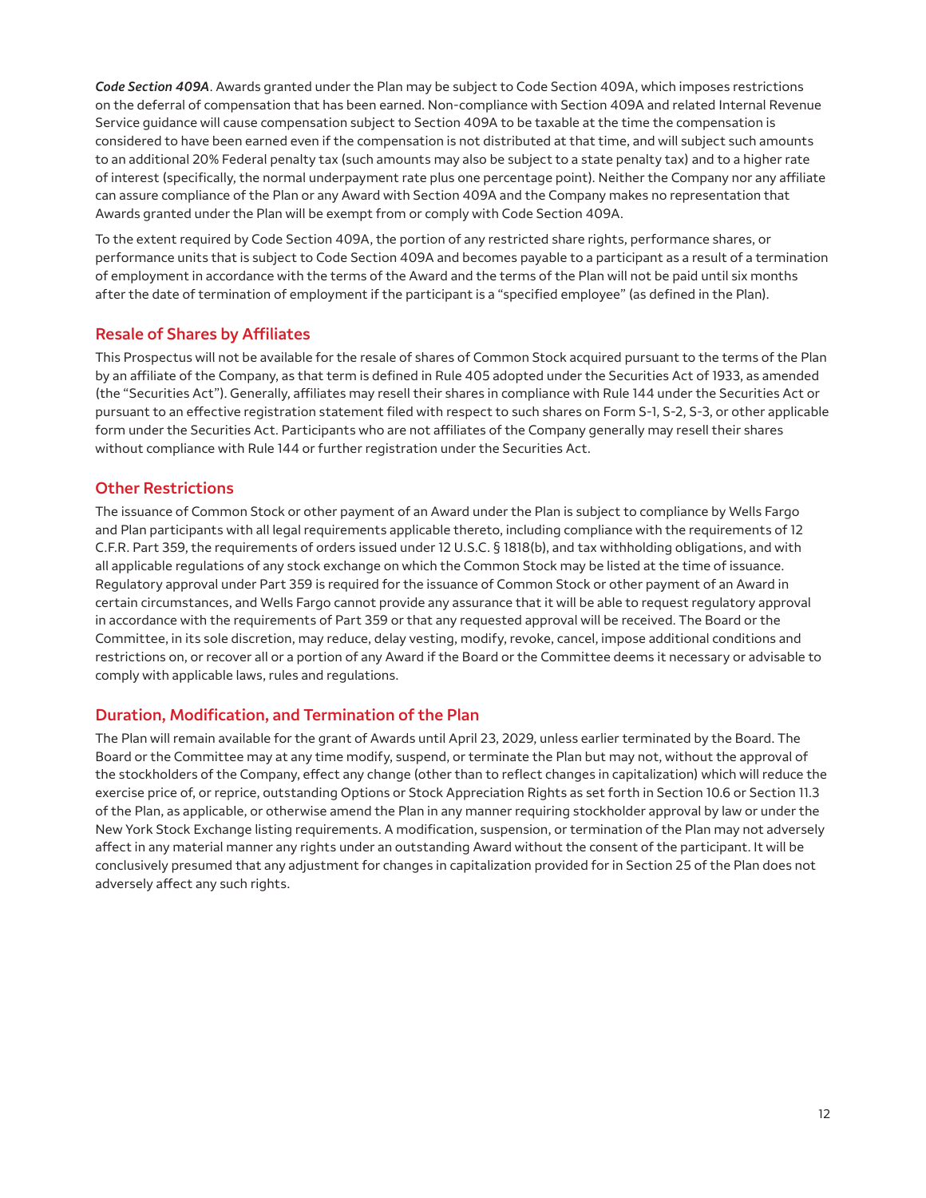***Code Section 409A***. Awards granted under the Plan may be subject to Code Section 409A, which imposes restrictions on the deferral of compensation that has been earned. Non-compliance with Section 409A and related Internal Revenue Service guidance will cause compensation subject to Section 409A to be taxable at the time the compensation is considered to have been earned even if the compensation is not distributed at that time, and will subject such amounts to an additional 20% Federal penalty tax (such amounts may also be subject to a state penalty tax) and to a higher rate of interest (specifically, the normal underpayment rate plus one percentage point). Neither the Company nor any affiliate can assure compliance of the Plan or any Award with Section 409A and the Company makes no representation that Awards granted under the Plan will be exempt from or comply with Code Section 409A.

To the extent required by Code Section 409A, the portion of any restricted share rights, performance shares, or performance units that is subject to Code Section 409A and becomes payable to a participant as a result of a termination of employment in accordance with the terms of the Award and the terms of the Plan will not be paid until six months after the date of termination of employment if the participant is a "specified employee" (as defined in the Plan).

## Resale of Shares by Affiliates

This Prospectus will not be available for the resale of shares of Common Stock acquired pursuant to the terms of the Plan by an affiliate of the Company, as that term is defined in Rule 405 adopted under the Securities Act of 1933, as amended (the "Securities Act"). Generally, affiliates may resell their shares in compliance with Rule 144 under the Securities Act or pursuant to an effective registration statement filed with respect to such shares on Form S-1, S-2, S-3, or other applicable form under the Securities Act. Participants who are not affiliates of the Company generally may resell their shares without compliance with Rule 144 or further registration under the Securities Act.

## Other Restrictions

The issuance of Common Stock or other payment of an Award under the Plan is subject to compliance by Wells Fargo and Plan participants with all legal requirements applicable thereto, including compliance with the requirements of 12 C.F.R. Part 359, the requirements of orders issued under 12 U.S.C. § 1818(b), and tax withholding obligations, and with all applicable regulations of any stock exchange on which the Common Stock may be listed at the time of issuance. Regulatory approval under Part 359 is required for the issuance of Common Stock or other payment of an Award in certain circumstances, and Wells Fargo cannot provide any assurance that it will be able to request regulatory approval in accordance with the requirements of Part 359 or that any requested approval will be received. The Board or the Committee, in its sole discretion, may reduce, delay vesting, modify, revoke, cancel, impose additional conditions and restrictions on, or recover all or a portion of any Award if the Board or the Committee deems it necessary or advisable to comply with applicable laws, rules and regulations.

## Duration, Modification, and Termination of the Plan

The Plan will remain available for the grant of Awards until April 23, 2029, unless earlier terminated by the Board. The Board or the Committee may at any time modify, suspend, or terminate the Plan but may not, without the approval of the stockholders of the Company, effect any change (other than to reflect changes in capitalization) which will reduce the exercise price of, or reprice, outstanding Options or Stock Appreciation Rights as set forth in Section 10.6 or Section 11.3 of the Plan, as applicable, or otherwise amend the Plan in any manner requiring stockholder approval by law or under the New York Stock Exchange listing requirements. A modification, suspension, or termination of the Plan may not adversely affect in any material manner any rights under an outstanding Award without the consent of the participant. It will be conclusively presumed that any adjustment for changes in capitalization provided for in Section 25 of the Plan does not adversely affect any such rights.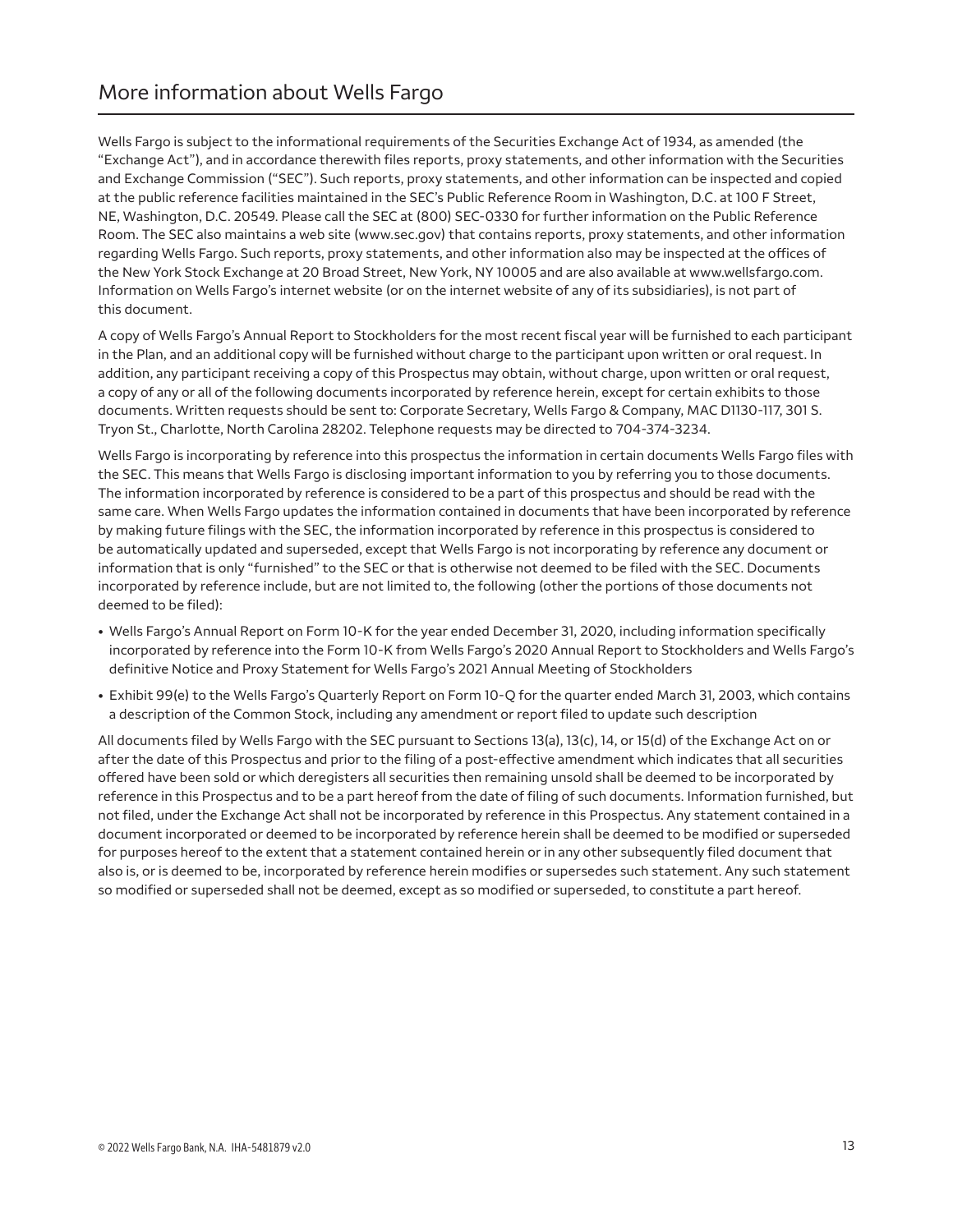# More information about Wells Fargo

Wells Fargo is subject to the informational requirements of the Securities Exchange Act of 1934, as amended (the "Exchange Act"), and in accordance therewith files reports, proxy statements, and other information with the Securities and Exchange Commission ("SEC"). Such reports, proxy statements, and other information can be inspected and copied at the public reference facilities maintained in the SEC's Public Reference Room in Washington, D.C. at 100 F Street, NE, Washington, D.C. 20549. Please call the SEC at (800) SEC-0330 for further information on the Public Reference Room. The SEC also maintains a web site (www.sec.gov) that contains reports, proxy statements, and other information regarding Wells Fargo. Such reports, proxy statements, and other information also may be inspected at the offices of the New York Stock Exchange at 20 Broad Street, New York, NY 10005 and are also available at www.wellsfargo.com. Information on Wells Fargo's internet website (or on the internet website of any of its subsidiaries), is not part of this document.

A copy of Wells Fargo's Annual Report to Stockholders for the most recent fiscal year will be furnished to each participant in the Plan, and an additional copy will be furnished without charge to the participant upon written or oral request. In addition, any participant receiving a copy of this Prospectus may obtain, without charge, upon written or oral request, a copy of any or all of the following documents incorporated by reference herein, except for certain exhibits to those documents. Written requests should be sent to: Corporate Secretary, Wells Fargo & Company, MAC D1130-117, 301 S. Tryon St., Charlotte, North Carolina 28202. Telephone requests may be directed to 704-374-3234.

Wells Fargo is incorporating by reference into this prospectus the information in certain documents Wells Fargo files with the SEC. This means that Wells Fargo is disclosing important information to you by referring you to those documents. The information incorporated by reference is considered to be a part of this prospectus and should be read with the same care. When Wells Fargo updates the information contained in documents that have been incorporated by reference by making future filings with the SEC, the information incorporated by reference in this prospectus is considered to be automatically updated and superseded, except that Wells Fargo is not incorporating by reference any document or information that is only "furnished" to the SEC or that is otherwise not deemed to be filed with the SEC. Documents incorporated by reference include, but are not limited to, the following (other the portions of those documents not deemed to be filed):

- Wells Fargo's Annual Report on Form 10-K for the year ended December 31, 2020, including information specifically incorporated by reference into the Form 10-K from Wells Fargo's 2020 Annual Report to Stockholders and Wells Fargo's definitive Notice and Proxy Statement for Wells Fargo's 2021 Annual Meeting of Stockholders
- Exhibit 99(e) to the Wells Fargo's Quarterly Report on Form 10-Q for the quarter ended March 31, 2003, which contains a description of the Common Stock, including any amendment or report filed to update such description

All documents filed by Wells Fargo with the SEC pursuant to Sections 13(a), 13(c), 14, or 15(d) of the Exchange Act on or after the date of this Prospectus and prior to the filing of a post-effective amendment which indicates that all securities offered have been sold or which deregisters all securities then remaining unsold shall be deemed to be incorporated by reference in this Prospectus and to be a part hereof from the date of filing of such documents. Information furnished, but not filed, under the Exchange Act shall not be incorporated by reference herein in this Prospectus. Any statement contained in a document incorporated or deemed to be incorporated by reference herein shall be deemed to be modified or superseded for purposes hereof to the extent that a statement contained herein or in any other subsequently filed document that also is, or is deemed to be, incorporated by reference herein modifies or supersedes such statement. Any such statement so modified or superseded shall not be deemed, except as so modified or superseded, to constitute a part hereof.